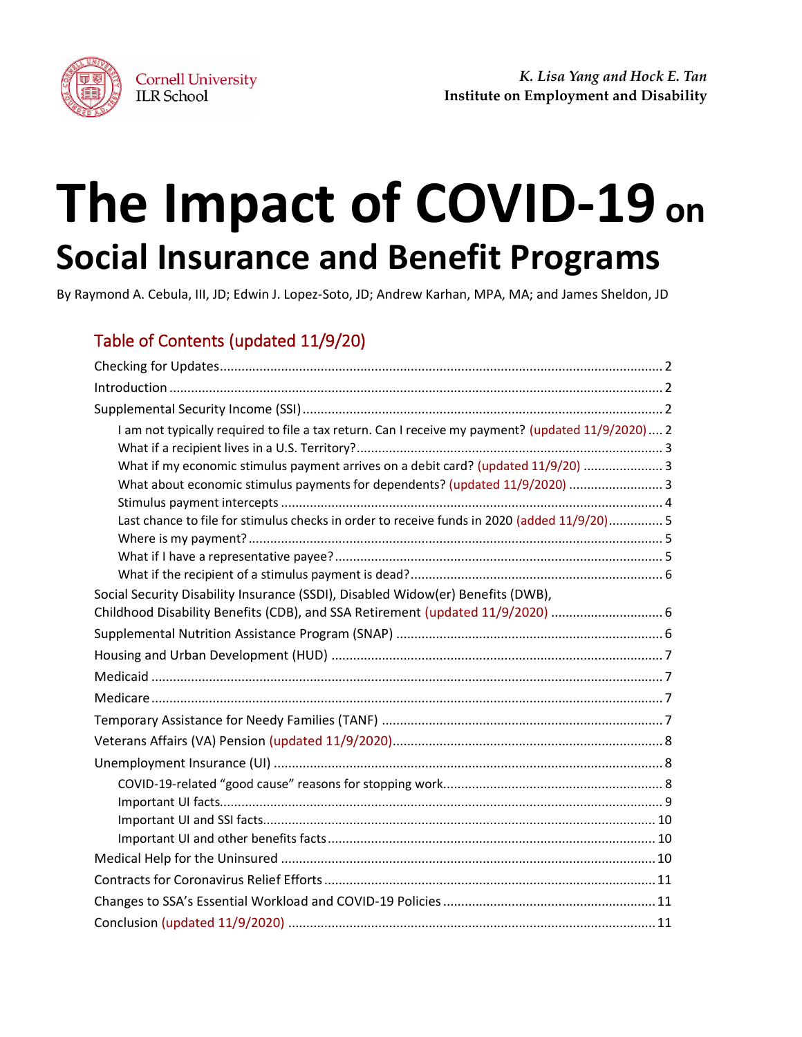Cornell University
ILR School

*K. Lisa Yang and Hock E. Tan*
**Institute on Employment and Disability**

# The Impact of COVID-19 on Social Insurance and Benefit Programs

By Raymond A. Cebula, III, JD; Edwin J. Lopez-Soto, JD; Andrew Karhan, MPA, MA; and James Sheldon, JD

## Table of Contents (updated 11/9/20)

- Checking for Updates .... 2
- Introduction .... 2
- Supplemental Security Income (SSI) .... 2
  - I am not typically required to file a tax return. Can I receive my payment? (updated 11/9/2020) .... 2
  - What if a recipient lives in a U.S. Territory? .... 3
  - What if my economic stimulus payment arrives on a debit card? (updated 11/9/20) .... 3
  - What about economic stimulus payments for dependents? (updated 11/9/2020) .... 3
  - Stimulus payment intercepts .... 4
  - Last chance to file for stimulus checks in order to receive funds in 2020 (added 11/9/20) .... 5
  - Where is my payment? .... 5
  - What if I have a representative payee? .... 5
  - What if the recipient of a stimulus payment is dead? .... 6
- Social Security Disability Insurance (SSDI), Disabled Widow(er) Benefits (DWB), Childhood Disability Benefits (CDB), and SSA Retirement (updated 11/9/2020) .... 6
- Supplemental Nutrition Assistance Program (SNAP) .... 6
- Housing and Urban Development (HUD) .... 7
- Medicaid .... 7
- Medicare .... 7
- Temporary Assistance for Needy Families (TANF) .... 7
- Veterans Affairs (VA) Pension (updated 11/9/2020) .... 8
- Unemployment Insurance (UI) .... 8
  - COVID-19-related "good cause" reasons for stopping work .... 8
  - Important UI facts .... 9
  - Important UI and SSI facts .... 10
  - Important UI and other benefits facts .... 10
- Medical Help for the Uninsured .... 10
- Contracts for Coronavirus Relief Efforts .... 11
- Changes to SSA's Essential Workload and COVID-19 Policies .... 11
- Conclusion (updated 11/9/2020) .... 11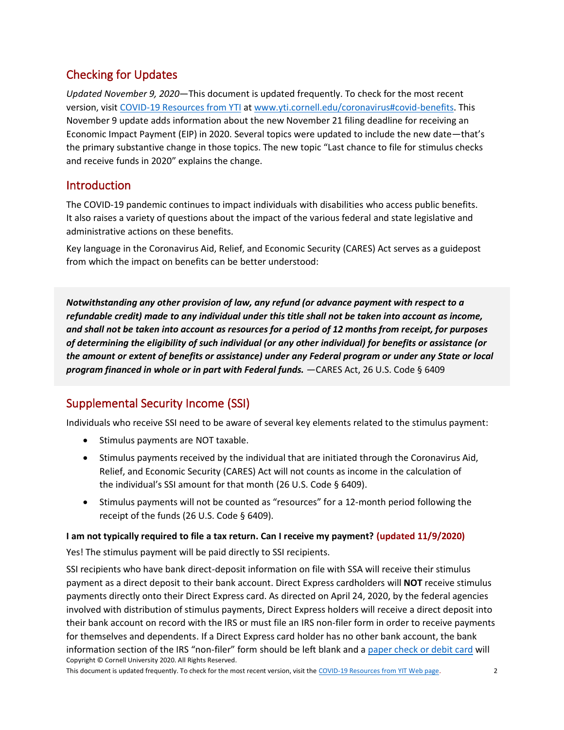## Checking for Updates

*Updated November 9, 2020*—This document is updated frequently. To check for the most recent version, visit [COVID-19 Resources from YTI](www.yti.cornell.edu/coronavirus#covid-benefits) at [www.yti.cornell.edu/coronavirus#covid-benefits](www.yti.cornell.edu/coronavirus#covid-benefits). This November 9 update adds information about the new November 21 filing deadline for receiving an Economic Impact Payment (EIP) in 2020. Several topics were updated to include the new date—that's the primary substantive change in those topics. The new topic "Last chance to file for stimulus checks and receive funds in 2020" explains the change.

## Introduction

The COVID-19 pandemic continues to impact individuals with disabilities who access public benefits. It also raises a variety of questions about the impact of the various federal and state legislative and administrative actions on these benefits.

Key language in the Coronavirus Aid, Relief, and Economic Security (CARES) Act serves as a guidepost from which the impact on benefits can be better understood:

> ***Notwithstanding any other provision of law, any refund (or advance payment with respect to a refundable credit) made to any individual under this title shall not be taken into account as income, and shall not be taken into account as resources for a period of 12 months from receipt, for purposes of determining the eligibility of such individual (or any other individual) for benefits or assistance (or the amount or extent of benefits or assistance) under any Federal program or under any State or local program financed in whole or in part with Federal funds.*** —CARES Act, 26 U.S. Code § 6409

## Supplemental Security Income (SSI)

Individuals who receive SSI need to be aware of several key elements related to the stimulus payment:

- Stimulus payments are NOT taxable.
- Stimulus payments received by the individual that are initiated through the Coronavirus Aid, Relief, and Economic Security (CARES) Act will not counts as income in the calculation of the individual's SSI amount for that month (26 U.S. Code § 6409).
- Stimulus payments will not be counted as "resources" for a 12-month period following the receipt of the funds (26 U.S. Code § 6409).

**I am not typically required to file a tax return. Can I receive my payment? (updated 11/9/2020)**

Yes! The stimulus payment will be paid directly to SSI recipients.

SSI recipients who have bank direct-deposit information on file with SSA will receive their stimulus payment as a direct deposit to their bank account. Direct Express cardholders will **NOT** receive stimulus payments directly onto their Direct Express card. As directed on April 24, 2020, by the federal agencies involved with distribution of stimulus payments, Direct Express holders will receive a direct deposit into their bank account on record with the IRS or must file an IRS non-filer form in order to receive payments for themselves and dependents. If a Direct Express card holder has no other bank account, the bank information section of the IRS "non-filer" form should be left blank and a [paper check or debit card](paper check or debit card) will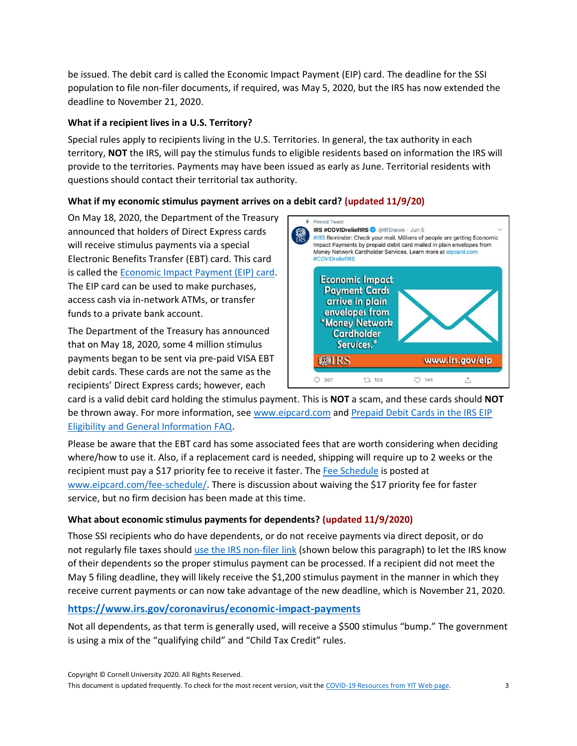be issued. The debit card is called the Economic Impact Payment (EIP) card. The deadline for the SSI population to file non-filer documents, if required, was May 5, 2020, but the IRS has now extended the deadline to November 21, 2020.

**What if a recipient lives in a U.S. Territory?**

Special rules apply to recipients living in the U.S. Territories. In general, the tax authority in each territory, **NOT** the IRS, will pay the stimulus funds to eligible residents based on information the IRS will provide to the territories. Payments may have been issued as early as June. Territorial residents with questions should contact their territorial tax authority.

**What if my economic stimulus payment arrives on a debit card? (updated 11/9/20)**

On May 18, 2020, the Department of the Treasury announced that holders of Direct Express cards will receive stimulus payments via a special Electronic Benefits Transfer (EBT) card. This card is called the [Economic Impact Payment (EIP) card](https://www.eipcard.com). The EIP card can be used to make purchases, access cash via in-network ATMs, or transfer funds to a private bank account.

The Department of the Treasury has announced that on May 18, 2020, some 4 million stimulus payments began to be sent via pre-paid VISA EBT debit cards. These cards are not the same as the recipients' Direct Express cards; however, each card is a valid debit card holding the stimulus payment. This is **NOT** a scam, and these cards should **NOT** be thrown away. For more information, see www.eipcard.com and Prepaid Debit Cards in the IRS EIP Eligibility and General Information FAQ.

Please be aware that the EBT card has some associated fees that are worth considering when deciding where/how to use it. Also, if a replacement card is needed, shipping will require up to 2 weeks or the recipient must pay a $17 priority fee to receive it faster. The Fee Schedule is posted at www.eipcard.com/fee-schedule/. There is discussion about waiving the $17 priority fee for faster service, but no firm decision has been made at this time.

**What about economic stimulus payments for dependents? (updated 11/9/2020)**

Those SSI recipients who do have dependents, or do not receive payments via direct deposit, or do not regularly file taxes should use the IRS non-filer link (shown below this paragraph) to let the IRS know of their dependents so the proper stimulus payment can be processed. If a recipient did not meet the May 5 filing deadline, they will likely receive the $1,200 stimulus payment in the manner in which they receive current payments or can now take advantage of the new deadline, which is November 21, 2020.

**https://www.irs.gov/coronavirus/economic-impact-payments**

Not all dependents, as that term is generally used, will receive a $500 stimulus "bump." The government is using a mix of the "qualifying child" and "Child Tax Credit" rules.

Copyright © Cornell University 2020. All Rights Reserved.
This document is updated frequently. To check for the most recent version, visit the COVID-19 Resources from YIT Web page.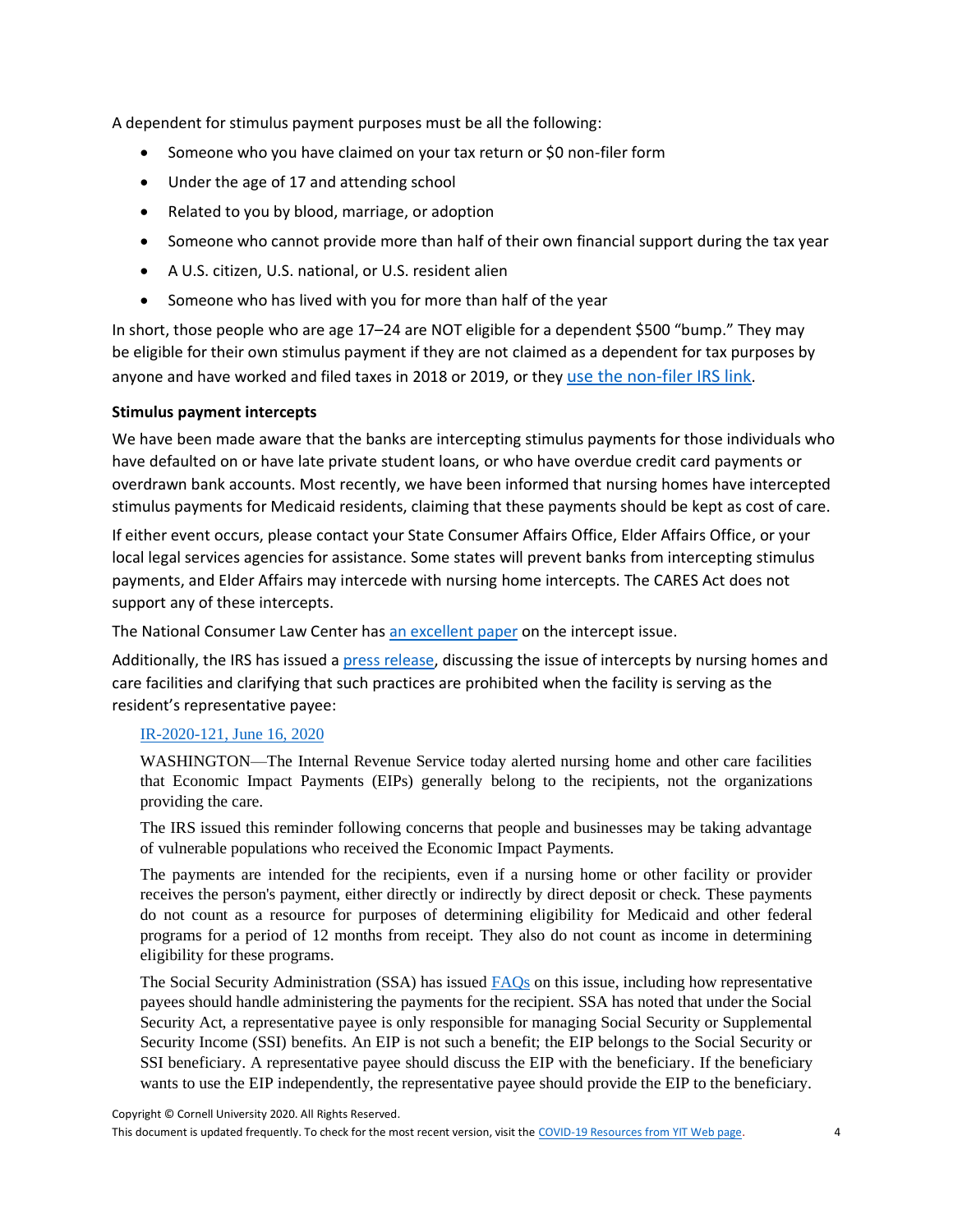A dependent for stimulus payment purposes must be all the following:

- Someone who you have claimed on your tax return or $0 non-filer form
- Under the age of 17 and attending school
- Related to you by blood, marriage, or adoption
- Someone who cannot provide more than half of their own financial support during the tax year
- A U.S. citizen, U.S. national, or U.S. resident alien
- Someone who has lived with you for more than half of the year

In short, those people who are age 17–24 are NOT eligible for a dependent $500 "bump." They may be eligible for their own stimulus payment if they are not claimed as a dependent for tax purposes by anyone and have worked and filed taxes in 2018 or 2019, or they use the non-filer IRS link.

**Stimulus payment intercepts**

We have been made aware that the banks are intercepting stimulus payments for those individuals who have defaulted on or have late private student loans, or who have overdue credit card payments or overdrawn bank accounts. Most recently, we have been informed that nursing homes have intercepted stimulus payments for Medicaid residents, claiming that these payments should be kept as cost of care.

If either event occurs, please contact your State Consumer Affairs Office, Elder Affairs Office, or your local legal services agencies for assistance. Some states will prevent banks from intercepting stimulus payments, and Elder Affairs may intercede with nursing home intercepts. The CARES Act does not support any of these intercepts.

The National Consumer Law Center has an excellent paper on the intercept issue.

Additionally, the IRS has issued a press release, discussing the issue of intercepts by nursing homes and care facilities and clarifying that such practices are prohibited when the facility is serving as the resident's representative payee:

> IR-2020-121, June 16, 2020
>
> WASHINGTON—The Internal Revenue Service today alerted nursing home and other care facilities that Economic Impact Payments (EIPs) generally belong to the recipients, not the organizations providing the care.
>
> The IRS issued this reminder following concerns that people and businesses may be taking advantage of vulnerable populations who received the Economic Impact Payments.
>
> The payments are intended for the recipients, even if a nursing home or other facility or provider receives the person's payment, either directly or indirectly by direct deposit or check. These payments do not count as a resource for purposes of determining eligibility for Medicaid and other federal programs for a period of 12 months from receipt. They also do not count as income in determining eligibility for these programs.
>
> The Social Security Administration (SSA) has issued FAQs on this issue, including how representative payees should handle administering the payments for the recipient. SSA has noted that under the Social Security Act, a representative payee is only responsible for managing Social Security or Supplemental Security Income (SSI) benefits. An EIP is not such a benefit; the EIP belongs to the Social Security or SSI beneficiary. A representative payee should discuss the EIP with the beneficiary. If the beneficiary wants to use the EIP independently, the representative payee should provide the EIP to the beneficiary.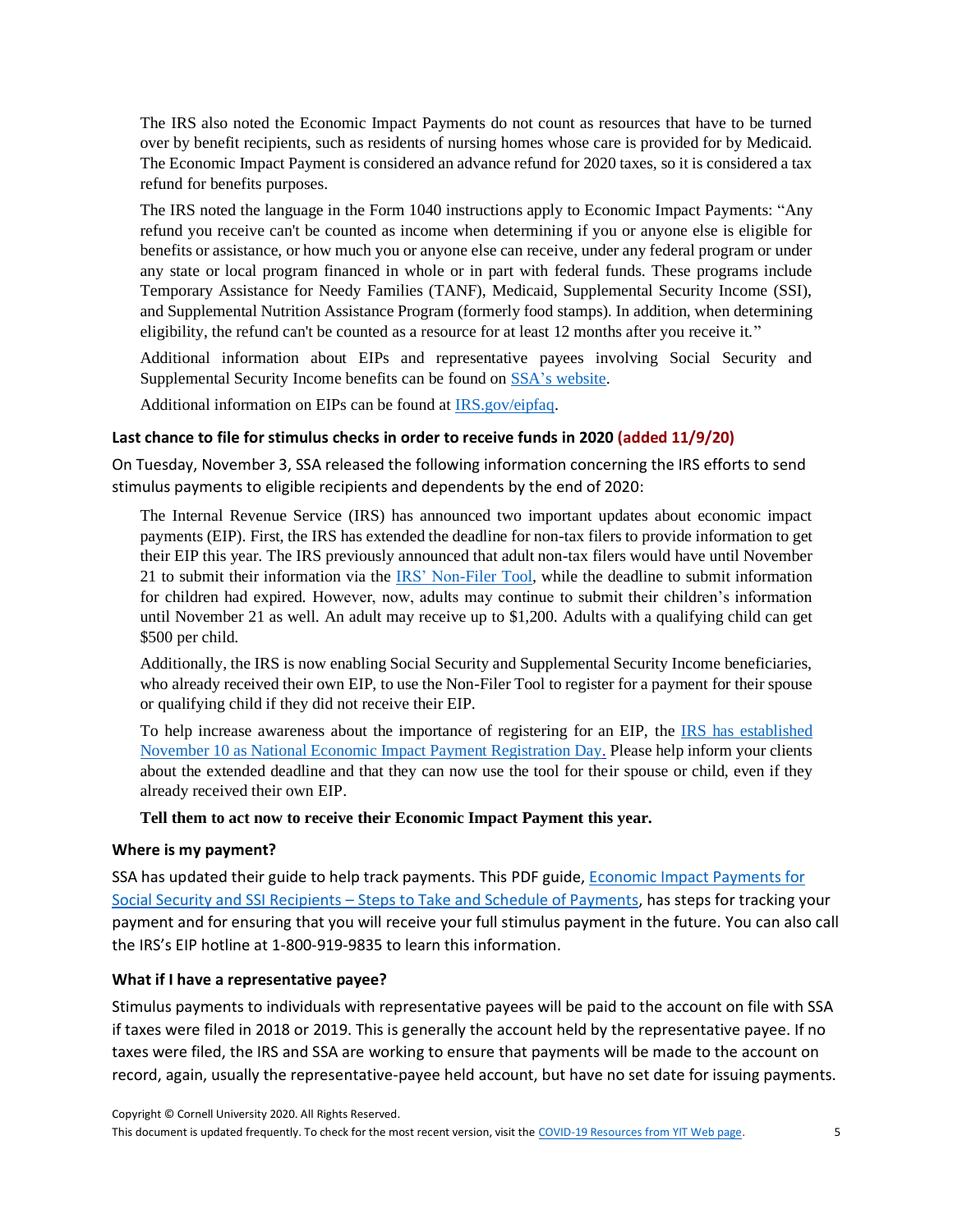The IRS also noted the Economic Impact Payments do not count as resources that have to be turned over by benefit recipients, such as residents of nursing homes whose care is provided for by Medicaid. The Economic Impact Payment is considered an advance refund for 2020 taxes, so it is considered a tax refund for benefits purposes.

The IRS noted the language in the Form 1040 instructions apply to Economic Impact Payments: "Any refund you receive can't be counted as income when determining if you or anyone else is eligible for benefits or assistance, or how much you or anyone else can receive, under any federal program or under any state or local program financed in whole or in part with federal funds. These programs include Temporary Assistance for Needy Families (TANF), Medicaid, Supplemental Security Income (SSI), and Supplemental Nutrition Assistance Program (formerly food stamps). In addition, when determining eligibility, the refund can't be counted as a resource for at least 12 months after you receive it."

Additional information about EIPs and representative payees involving Social Security and Supplemental Security Income benefits can be found on SSA's website.

Additional information on EIPs can be found at IRS.gov/eipfaq.

### Last chance to file for stimulus checks in order to receive funds in 2020 (added 11/9/20)

On Tuesday, November 3, SSA released the following information concerning the IRS efforts to send stimulus payments to eligible recipients and dependents by the end of 2020:

The Internal Revenue Service (IRS) has announced two important updates about economic impact payments (EIP). First, the IRS has extended the deadline for non-tax filers to provide information to get their EIP this year. The IRS previously announced that adult non-tax filers would have until November 21 to submit their information via the IRS' Non-Filer Tool, while the deadline to submit information for children had expired. However, now, adults may continue to submit their children's information until November 21 as well. An adult may receive up to $1,200. Adults with a qualifying child can get $500 per child.

Additionally, the IRS is now enabling Social Security and Supplemental Security Income beneficiaries, who already received their own EIP, to use the Non-Filer Tool to register for a payment for their spouse or qualifying child if they did not receive their EIP.

To help increase awareness about the importance of registering for an EIP, the IRS has established November 10 as National Economic Impact Payment Registration Day. Please help inform your clients about the extended deadline and that they can now use the tool for their spouse or child, even if they already received their own EIP.

**Tell them to act now to receive their Economic Impact Payment this year.**

### Where is my payment?

SSA has updated their guide to help track payments. This PDF guide, Economic Impact Payments for Social Security and SSI Recipients – Steps to Take and Schedule of Payments, has steps for tracking your payment and for ensuring that you will receive your full stimulus payment in the future. You can also call the IRS's EIP hotline at 1-800-919-9835 to learn this information.

### What if I have a representative payee?

Stimulus payments to individuals with representative payees will be paid to the account on file with SSA if taxes were filed in 2018 or 2019. This is generally the account held by the representative payee. If no taxes were filed, the IRS and SSA are working to ensure that payments will be made to the account on record, again, usually the representative-payee held account, but have no set date for issuing payments.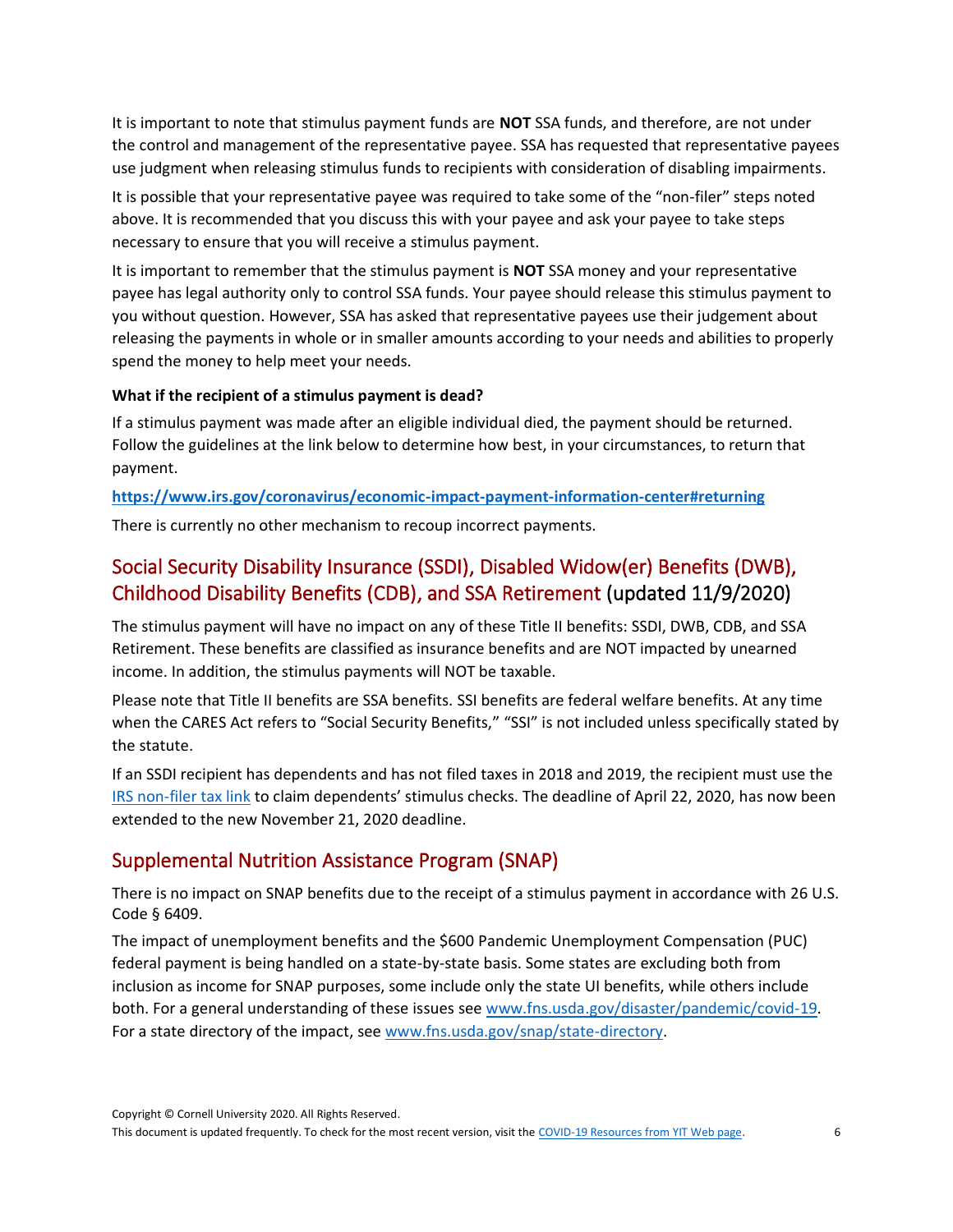It is important to note that stimulus payment funds are **NOT** SSA funds, and therefore, are not under the control and management of the representative payee. SSA has requested that representative payees use judgment when releasing stimulus funds to recipients with consideration of disabling impairments.

It is possible that your representative payee was required to take some of the "non-filer" steps noted above. It is recommended that you discuss this with your payee and ask your payee to take steps necessary to ensure that you will receive a stimulus payment.

It is important to remember that the stimulus payment is **NOT** SSA money and your representative payee has legal authority only to control SSA funds. Your payee should release this stimulus payment to you without question. However, SSA has asked that representative payees use their judgement about releasing the payments in whole or in smaller amounts according to your needs and abilities to properly spend the money to help meet your needs.

**What if the recipient of a stimulus payment is dead?**

If a stimulus payment was made after an eligible individual died, the payment should be returned. Follow the guidelines at the link below to determine how best, in your circumstances, to return that payment.

**https://www.irs.gov/coronavirus/economic-impact-payment-information-center#returning**

There is currently no other mechanism to recoup incorrect payments.

## Social Security Disability Insurance (SSDI), Disabled Widow(er) Benefits (DWB), Childhood Disability Benefits (CDB), and SSA Retirement (updated 11/9/2020)

The stimulus payment will have no impact on any of these Title II benefits: SSDI, DWB, CDB, and SSA Retirement. These benefits are classified as insurance benefits and are NOT impacted by unearned income. In addition, the stimulus payments will NOT be taxable.

Please note that Title II benefits are SSA benefits. SSI benefits are federal welfare benefits. At any time when the CARES Act refers to "Social Security Benefits," "SSI" is not included unless specifically stated by the statute.

If an SSDI recipient has dependents and has not filed taxes in 2018 and 2019, the recipient must use the IRS non-filer tax link to claim dependents' stimulus checks. The deadline of April 22, 2020, has now been extended to the new November 21, 2020 deadline.

## Supplemental Nutrition Assistance Program (SNAP)

There is no impact on SNAP benefits due to the receipt of a stimulus payment in accordance with 26 U.S. Code § 6409.

The impact of unemployment benefits and the $600 Pandemic Unemployment Compensation (PUC) federal payment is being handled on a state-by-state basis. Some states are excluding both from inclusion as income for SNAP purposes, some include only the state UI benefits, while others include both. For a general understanding of these issues see www.fns.usda.gov/disaster/pandemic/covid-19. For a state directory of the impact, see www.fns.usda.gov/snap/state-directory.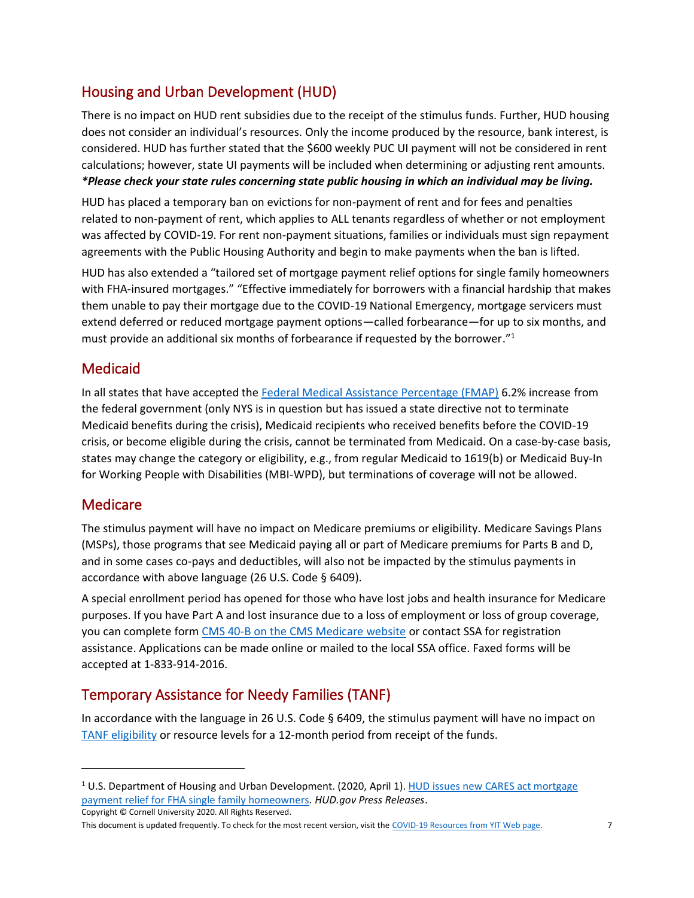## Housing and Urban Development (HUD)

There is no impact on HUD rent subsidies due to the receipt of the stimulus funds. Further, HUD housing does not consider an individual's resources. Only the income produced by the resource, bank interest, is considered. HUD has further stated that the $600 weekly PUC UI payment will not be considered in rent calculations; however, state UI payments will be included when determining or adjusting rent amounts. ***Please check your state rules concerning state public housing in which an individual may be living.***

HUD has placed a temporary ban on evictions for non-payment of rent and for fees and penalties related to non-payment of rent, which applies to ALL tenants regardless of whether or not employment was affected by COVID-19. For rent non-payment situations, families or individuals must sign repayment agreements with the Public Housing Authority and begin to make payments when the ban is lifted.

HUD has also extended a "tailored set of mortgage payment relief options for single family homeowners with FHA-insured mortgages." "Effective immediately for borrowers with a financial hardship that makes them unable to pay their mortgage due to the COVID-19 National Emergency, mortgage servicers must extend deferred or reduced mortgage payment options—called forbearance—for up to six months, and must provide an additional six months of forbearance if requested by the borrower."[1]

## Medicaid

In all states that have accepted the Federal Medical Assistance Percentage (FMAP) 6.2% increase from the federal government (only NYS is in question but has issued a state directive not to terminate Medicaid benefits during the crisis), Medicaid recipients who received benefits before the COVID-19 crisis, or become eligible during the crisis, cannot be terminated from Medicaid. On a case-by-case basis, states may change the category or eligibility, e.g., from regular Medicaid to 1619(b) or Medicaid Buy-In for Working People with Disabilities (MBI-WPD), but terminations of coverage will not be allowed.

## Medicare

The stimulus payment will have no impact on Medicare premiums or eligibility. Medicare Savings Plans (MSPs), those programs that see Medicaid paying all or part of Medicare premiums for Parts B and D, and in some cases co-pays and deductibles, will also not be impacted by the stimulus payments in accordance with above language (26 U.S. Code § 6409).

A special enrollment period has opened for those who have lost jobs and health insurance for Medicare purposes. If you have Part A and lost insurance due to a loss of employment or loss of group coverage, you can complete form CMS 40-B on the CMS Medicare website or contact SSA for registration assistance. Applications can be made online or mailed to the local SSA office. Faxed forms will be accepted at 1-833-914-2016.

## Temporary Assistance for Needy Families (TANF)

In accordance with the language in 26 U.S. Code § 6409, the stimulus payment will have no impact on TANF eligibility or resource levels for a 12-month period from receipt of the funds.

---

[1] U.S. Department of Housing and Urban Development. (2020, April 1). HUD issues new CARES act mortgage payment relief for FHA single family homeowners. *HUD.gov Press Releases*.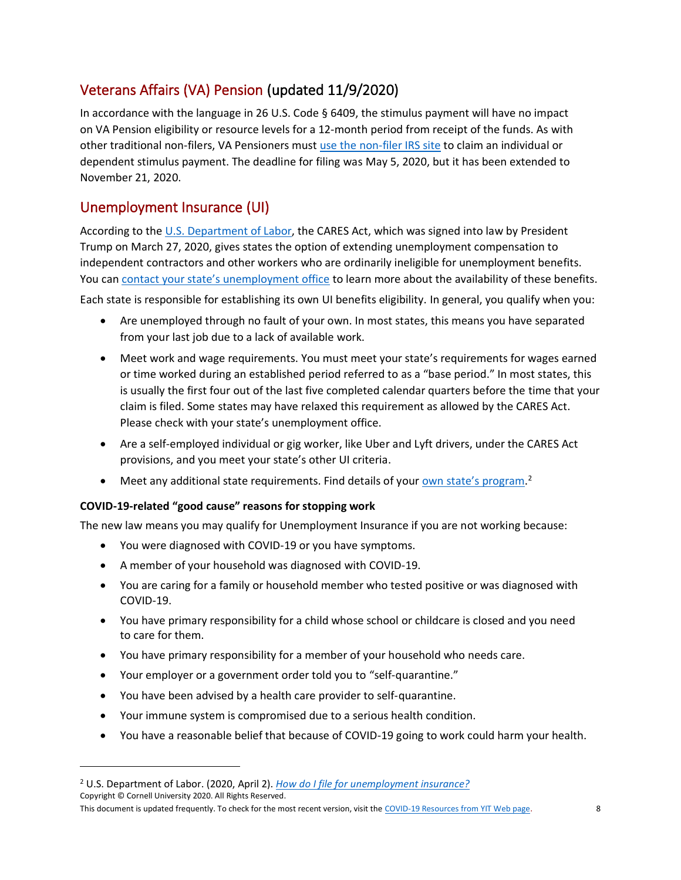## Veterans Affairs (VA) Pension (updated 11/9/2020)

In accordance with the language in 26 U.S. Code § 6409, the stimulus payment will have no impact on VA Pension eligibility or resource levels for a 12-month period from receipt of the funds. As with other traditional non-filers, VA Pensioners must use the non-filer IRS site to claim an individual or dependent stimulus payment. The deadline for filing was May 5, 2020, but it has been extended to November 21, 2020.

## Unemployment Insurance (UI)

According to the U.S. Department of Labor, the CARES Act, which was signed into law by President Trump on March 27, 2020, gives states the option of extending unemployment compensation to independent contractors and other workers who are ordinarily ineligible for unemployment benefits. You can contact your state's unemployment office to learn more about the availability of these benefits.

Each state is responsible for establishing its own UI benefits eligibility. In general, you qualify when you:

- Are unemployed through no fault of your own. In most states, this means you have separated from your last job due to a lack of available work.
- Meet work and wage requirements. You must meet your state's requirements for wages earned or time worked during an established period referred to as a "base period." In most states, this is usually the first four out of the last five completed calendar quarters before the time that your claim is filed. Some states may have relaxed this requirement as allowed by the CARES Act. Please check with your state's unemployment office.
- Are a self-employed individual or gig worker, like Uber and Lyft drivers, under the CARES Act provisions, and you meet your state's other UI criteria.
- Meet any additional state requirements. Find details of your own state's program.[2]

**COVID-19-related "good cause" reasons for stopping work**

The new law means you may qualify for Unemployment Insurance if you are not working because:

- You were diagnosed with COVID-19 or you have symptoms.
- A member of your household was diagnosed with COVID-19.
- You are caring for a family or household member who tested positive or was diagnosed with COVID-19.
- You have primary responsibility for a child whose school or childcare is closed and you need to care for them.
- You have primary responsibility for a member of your household who needs care.
- Your employer or a government order told you to "self-quarantine."
- You have been advised by a health care provider to self-quarantine.
- Your immune system is compromised due to a serious health condition.
- You have a reasonable belief that because of COVID-19 going to work could harm your health.

---

[2] U.S. Department of Labor. (2020, April 2). *How do I file for unemployment insurance?*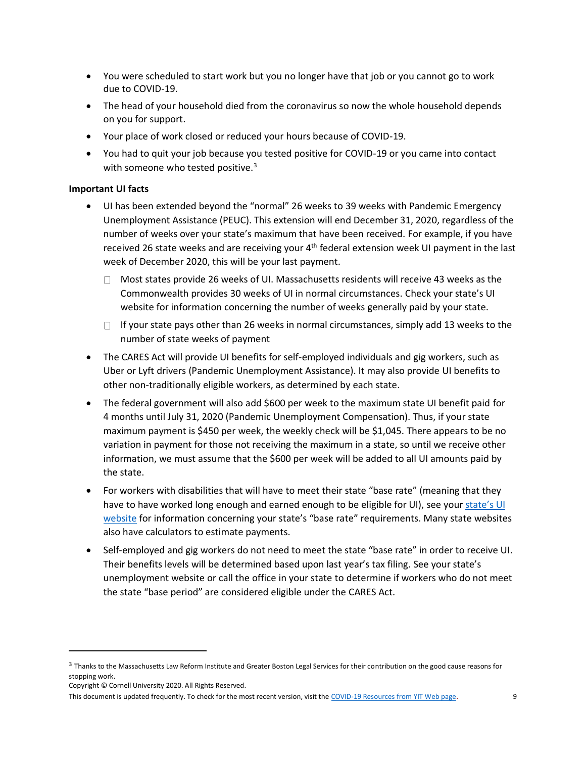- You were scheduled to start work but you no longer have that job or you cannot go to work due to COVID-19.
- The head of your household died from the coronavirus so now the whole household depends on you for support.
- Your place of work closed or reduced your hours because of COVID-19.
- You had to quit your job because you tested positive for COVID-19 or you came into contact with someone who tested positive.[3]

**Important UI facts**

- UI has been extended beyond the "normal" 26 weeks to 39 weeks with Pandemic Emergency Unemployment Assistance (PEUC). This extension will end December 31, 2020, regardless of the number of weeks over your state's maximum that have been received. For example, if you have received 26 state weeks and are receiving your 4th federal extension week UI payment in the last week of December 2020, this will be your last payment.
  - Most states provide 26 weeks of UI. Massachusetts residents will receive 43 weeks as the Commonwealth provides 30 weeks of UI in normal circumstances. Check your state's UI website for information concerning the number of weeks generally paid by your state.
  - If your state pays other than 26 weeks in normal circumstances, simply add 13 weeks to the number of state weeks of payment
- The CARES Act will provide UI benefits for self-employed individuals and gig workers, such as Uber or Lyft drivers (Pandemic Unemployment Assistance). It may also provide UI benefits to other non-traditionally eligible workers, as determined by each state.
- The federal government will also add $600 per week to the maximum state UI benefit paid for 4 months until July 31, 2020 (Pandemic Unemployment Compensation). Thus, if your state maximum payment is $450 per week, the weekly check will be $1,045. There appears to be no variation in payment for those not receiving the maximum in a state, so until we receive other information, we must assume that the $600 per week will be added to all UI amounts paid by the state.
- For workers with disabilities that will have to meet their state "base rate" (meaning that they have to have worked long enough and earned enough to be eligible for UI), see your [state's UI website]() for information concerning your state's "base rate" requirements. Many state websites also have calculators to estimate payments.
- Self-employed and gig workers do not need to meet the state "base rate" in order to receive UI. Their benefits levels will be determined based upon last year's tax filing. See your state's unemployment website or call the office in your state to determine if workers who do not meet the state "base period" are considered eligible under the CARES Act.

---

[3] Thanks to the Massachusetts Law Reform Institute and Greater Boston Legal Services for their contribution on the good cause reasons for stopping work.

Copyright © Cornell University 2020. All Rights Reserved.

This document is updated frequently. To check for the most recent version, visit the [COVID-19 Resources from YIT Web page]().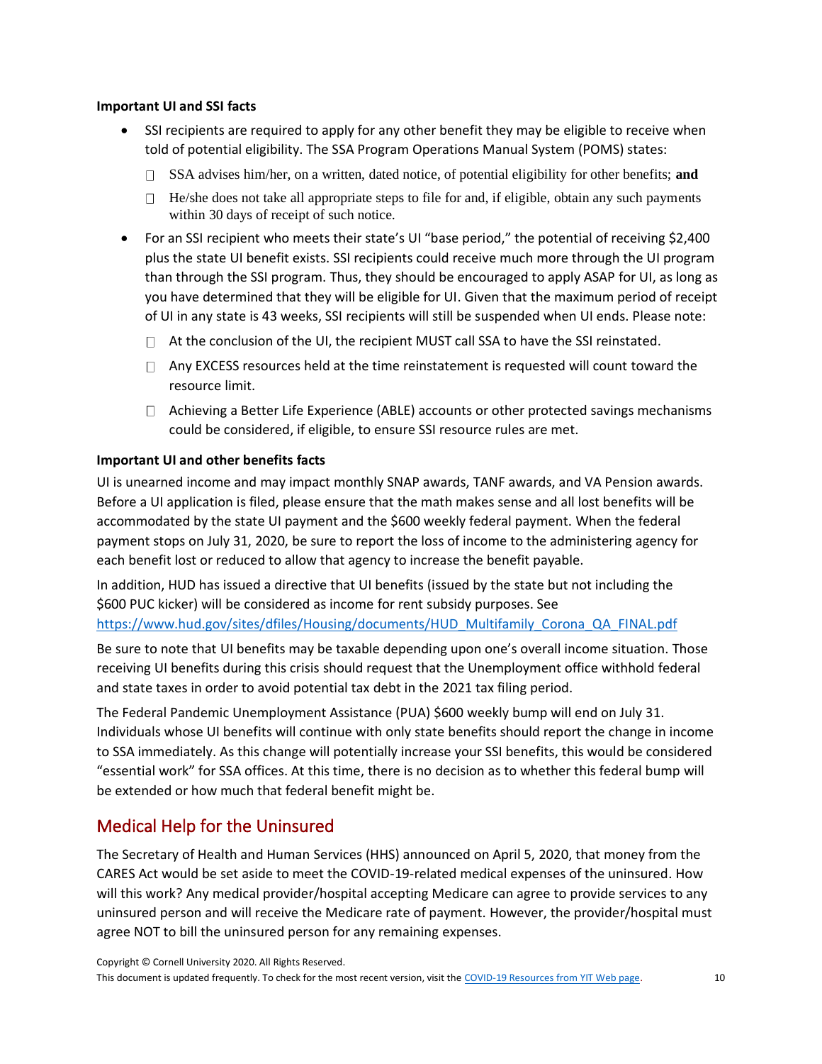**Important UI and SSI facts**

- SSI recipients are required to apply for any other benefit they may be eligible to receive when told of potential eligibility. The SSA Program Operations Manual System (POMS) states:
  - SSA advises him/her, on a written, dated notice, of potential eligibility for other benefits; **and**
  - He/she does not take all appropriate steps to file for and, if eligible, obtain any such payments within 30 days of receipt of such notice.
- For an SSI recipient who meets their state's UI "base period," the potential of receiving $2,400 plus the state UI benefit exists. SSI recipients could receive much more through the UI program than through the SSI program. Thus, they should be encouraged to apply ASAP for UI, as long as you have determined that they will be eligible for UI. Given that the maximum period of receipt of UI in any state is 43 weeks, SSI recipients will still be suspended when UI ends. Please note:
  - At the conclusion of the UI, the recipient MUST call SSA to have the SSI reinstated.
  - Any EXCESS resources held at the time reinstatement is requested will count toward the resource limit.
  - Achieving a Better Life Experience (ABLE) accounts or other protected savings mechanisms could be considered, if eligible, to ensure SSI resource rules are met.

**Important UI and other benefits facts**

UI is unearned income and may impact monthly SNAP awards, TANF awards, and VA Pension awards. Before a UI application is filed, please ensure that the math makes sense and all lost benefits will be accommodated by the state UI payment and the $600 weekly federal payment. When the federal payment stops on July 31, 2020, be sure to report the loss of income to the administering agency for each benefit lost or reduced to allow that agency to increase the benefit payable.

In addition, HUD has issued a directive that UI benefits (issued by the state but not including the $600 PUC kicker) will be considered as income for rent subsidy purposes. See https://www.hud.gov/sites/dfiles/Housing/documents/HUD_Multifamily_Corona_QA_FINAL.pdf

Be sure to note that UI benefits may be taxable depending upon one's overall income situation. Those receiving UI benefits during this crisis should request that the Unemployment office withhold federal and state taxes in order to avoid potential tax debt in the 2021 tax filing period.

The Federal Pandemic Unemployment Assistance (PUA) $600 weekly bump will end on July 31. Individuals whose UI benefits will continue with only state benefits should report the change in income to SSA immediately. As this change will potentially increase your SSI benefits, this would be considered "essential work" for SSA offices. At this time, there is no decision as to whether this federal bump will be extended or how much that federal benefit might be.

## Medical Help for the Uninsured

The Secretary of Health and Human Services (HHS) announced on April 5, 2020, that money from the CARES Act would be set aside to meet the COVID-19-related medical expenses of the uninsured. How will this work? Any medical provider/hospital accepting Medicare can agree to provide services to any uninsured person and will receive the Medicare rate of payment. However, the provider/hospital must agree NOT to bill the uninsured person for any remaining expenses.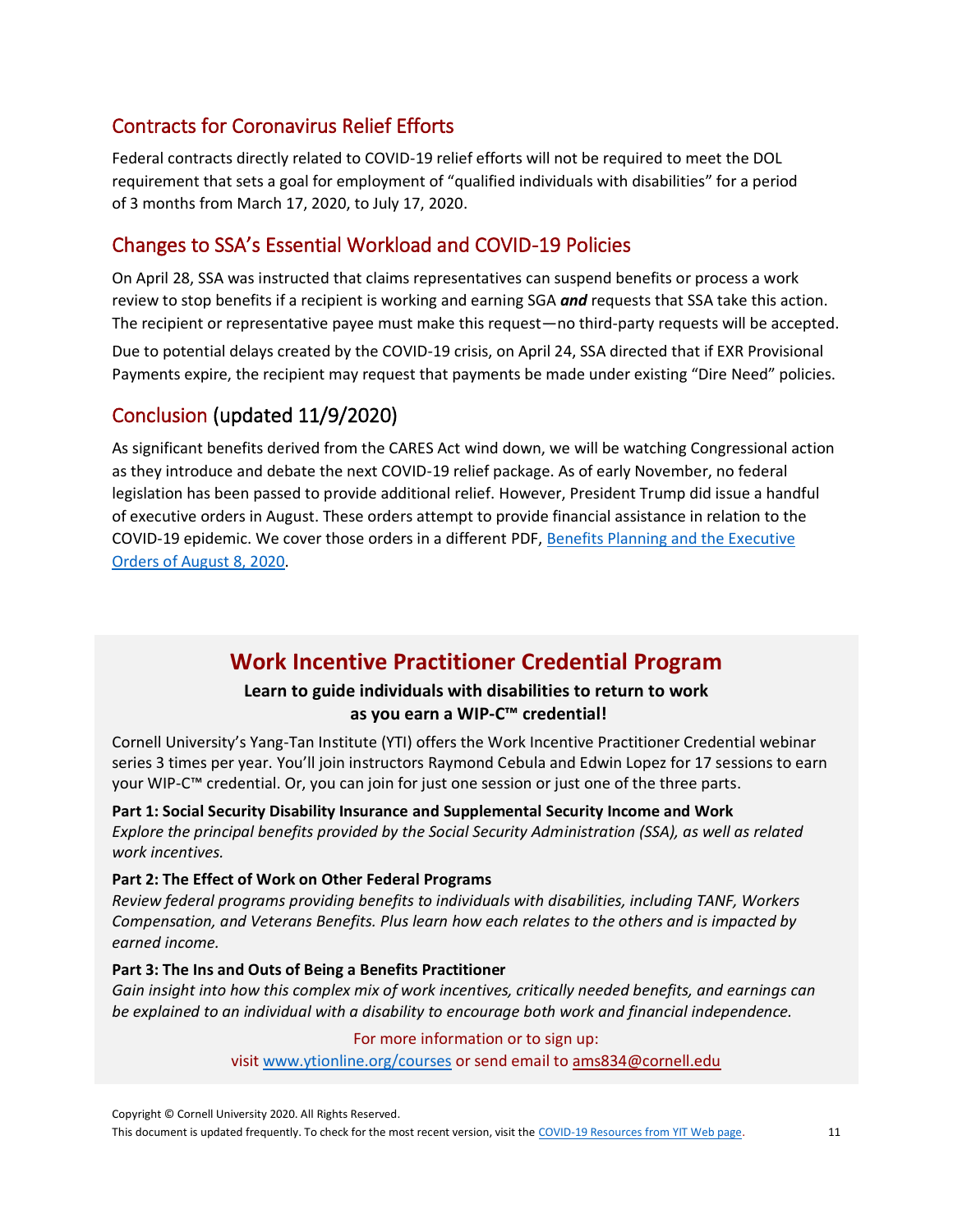## Contracts for Coronavirus Relief Efforts

Federal contracts directly related to COVID-19 relief efforts will not be required to meet the DOL requirement that sets a goal for employment of "qualified individuals with disabilities" for a period of 3 months from March 17, 2020, to July 17, 2020.

## Changes to SSA's Essential Workload and COVID-19 Policies

On April 28, SSA was instructed that claims representatives can suspend benefits or process a work review to stop benefits if a recipient is working and earning SGA ***and*** requests that SSA take this action. The recipient or representative payee must make this request—no third-party requests will be accepted.

Due to potential delays created by the COVID-19 crisis, on April 24, SSA directed that if EXR Provisional Payments expire, the recipient may request that payments be made under existing "Dire Need" policies.

## Conclusion (updated 11/9/2020)

As significant benefits derived from the CARES Act wind down, we will be watching Congressional action as they introduce and debate the next COVID-19 relief package. As of early November, no federal legislation has been passed to provide additional relief. However, President Trump did issue a handful of executive orders in August. These orders attempt to provide financial assistance in relation to the COVID-19 epidemic. We cover those orders in a different PDF, Benefits Planning and the Executive Orders of August 8, 2020.

## Work Incentive Practitioner Credential Program

**Learn to guide individuals with disabilities to return to work as you earn a WIP-C™ credential!**

Cornell University's Yang-Tan Institute (YTI) offers the Work Incentive Practitioner Credential webinar series 3 times per year. You'll join instructors Raymond Cebula and Edwin Lopez for 17 sessions to earn your WIP-C™ credential. Or, you can join for just one session or just one of the three parts.

**Part 1: Social Security Disability Insurance and Supplemental Security Income and Work**
*Explore the principal benefits provided by the Social Security Administration (SSA), as well as related work incentives.*

**Part 2: The Effect of Work on Other Federal Programs**
*Review federal programs providing benefits to individuals with disabilities, including TANF, Workers Compensation, and Veterans Benefits. Plus learn how each relates to the others and is impacted by earned income.*

**Part 3: The Ins and Outs of Being a Benefits Practitioner**
*Gain insight into how this complex mix of work incentives, critically needed benefits, and earnings can be explained to an individual with a disability to encourage both work and financial independence.*

For more information or to sign up:
visit www.ytionline.org/courses or send email to ams834@cornell.edu

Copyright © Cornell University 2020. All Rights Reserved.
This document is updated frequently. To check for the most recent version, visit the COVID-19 Resources from YIT Web page.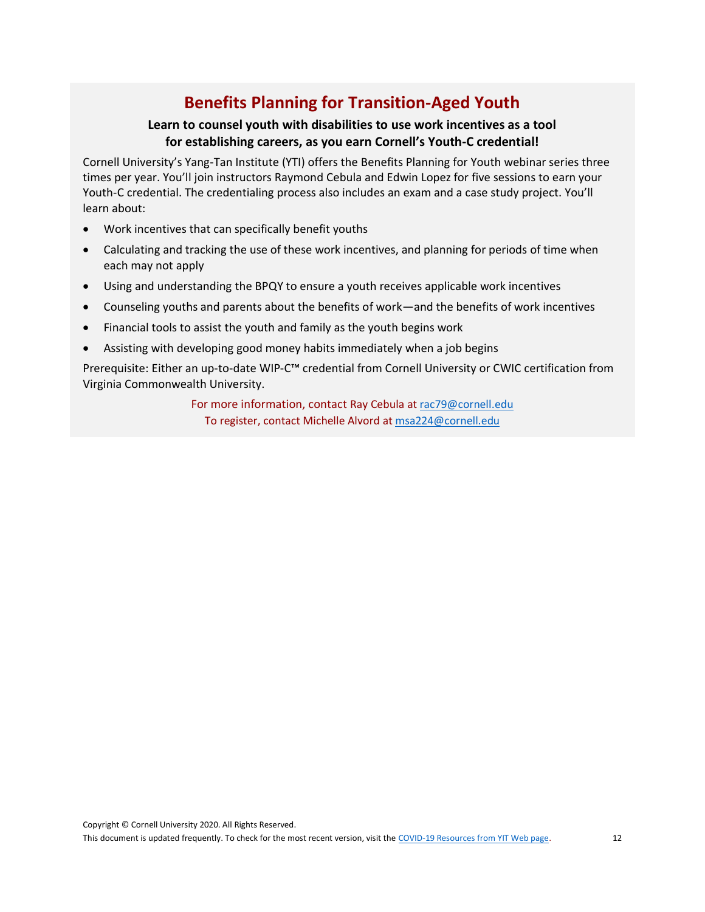## Benefits Planning for Transition-Aged Youth

**Learn to counsel youth with disabilities to use work incentives as a tool for establishing careers, as you earn Cornell's Youth-C credential!**

Cornell University's Yang-Tan Institute (YTI) offers the Benefits Planning for Youth webinar series three times per year. You'll join instructors Raymond Cebula and Edwin Lopez for five sessions to earn your Youth-C credential. The credentialing process also includes an exam and a case study project. You'll learn about:

- Work incentives that can specifically benefit youths
- Calculating and tracking the use of these work incentives, and planning for periods of time when each may not apply
- Using and understanding the BPQY to ensure a youth receives applicable work incentives
- Counseling youths and parents about the benefits of work—and the benefits of work incentives
- Financial tools to assist the youth and family as the youth begins work
- Assisting with developing good money habits immediately when a job begins

Prerequisite: Either an up-to-date WIP-C™ credential from Cornell University or CWIC certification from Virginia Commonwealth University.

For more information, contact Ray Cebula at rac79@cornell.edu
To register, contact Michelle Alvord at msa224@cornell.edu

Copyright © Cornell University 2020. All Rights Reserved.
This document is updated frequently. To check for the most recent version, visit the COVID-19 Resources from YIT Web page.